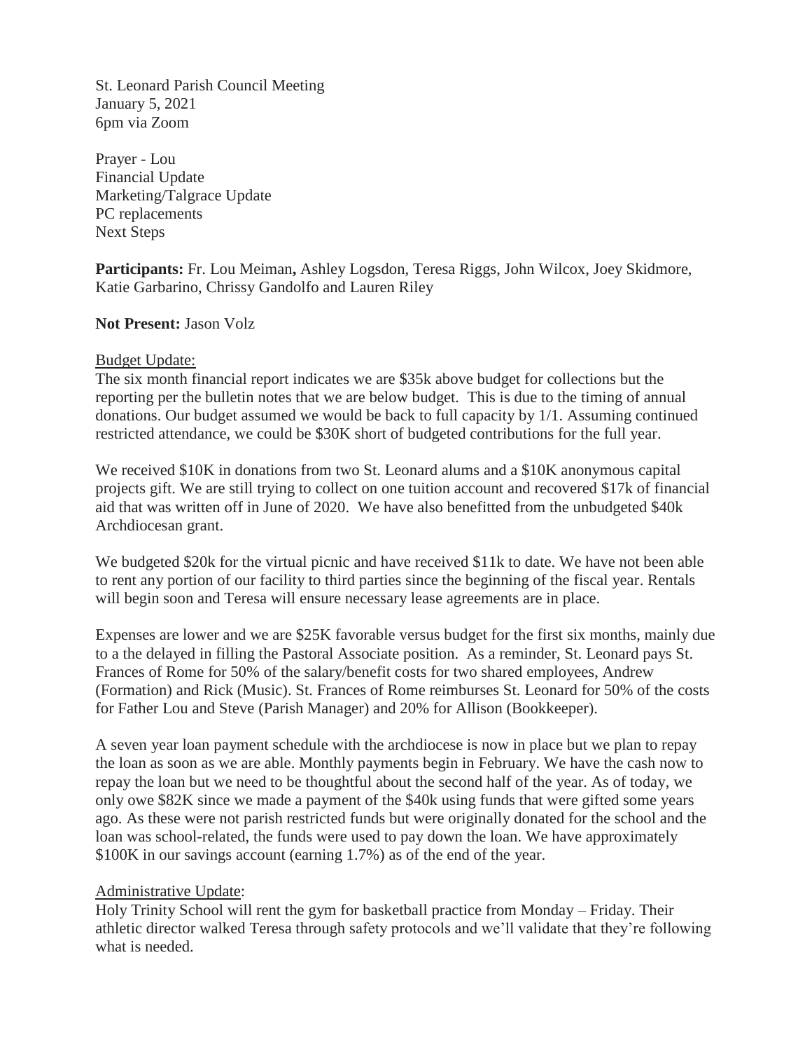St. Leonard Parish Council Meeting
January 5, 2021
6pm via Zoom

Prayer - Lou
Financial Update
Marketing/Talgrace Update
PC replacements
Next Steps

**Participants:** Fr. Lou Meiman**,** Ashley Logsdon, Teresa Riggs, John Wilcox, Joey Skidmore, Katie Garbarino, Chrissy Gandolfo and Lauren Riley

**Not Present:** Jason Volz

<u>Budget Update:</u>

The six month financial report indicates we are $35k above budget for collections but the reporting per the bulletin notes that we are below budget. This is due to the timing of annual donations. Our budget assumed we would be back to full capacity by 1/1. Assuming continued restricted attendance, we could be $30K short of budgeted contributions for the full year.

We received $10K in donations from two St. Leonard alums and a $10K anonymous capital projects gift. We are still trying to collect on one tuition account and recovered $17k of financial aid that was written off in June of 2020. We have also benefitted from the unbudgeted $40k Archdiocesan grant.

We budgeted $20k for the virtual picnic and have received $11k to date. We have not been able to rent any portion of our facility to third parties since the beginning of the fiscal year. Rentals will begin soon and Teresa will ensure necessary lease agreements are in place.

Expenses are lower and we are $25K favorable versus budget for the first six months, mainly due to a the delayed in filling the Pastoral Associate position. As a reminder, St. Leonard pays St. Frances of Rome for 50% of the salary/benefit costs for two shared employees, Andrew (Formation) and Rick (Music). St. Frances of Rome reimburses St. Leonard for 50% of the costs for Father Lou and Steve (Parish Manager) and 20% for Allison (Bookkeeper).

A seven year loan payment schedule with the archdiocese is now in place but we plan to repay the loan as soon as we are able. Monthly payments begin in February. We have the cash now to repay the loan but we need to be thoughtful about the second half of the year. As of today, we only owe $82K since we made a payment of the $40k using funds that were gifted some years ago. As these were not parish restricted funds but were originally donated for the school and the loan was school-related, the funds were used to pay down the loan. We have approximately $100K in our savings account (earning 1.7%) as of the end of the year.

<u>Administrative Update</u>:

Holy Trinity School will rent the gym for basketball practice from Monday – Friday. Their athletic director walked Teresa through safety protocols and we'll validate that they're following what is needed.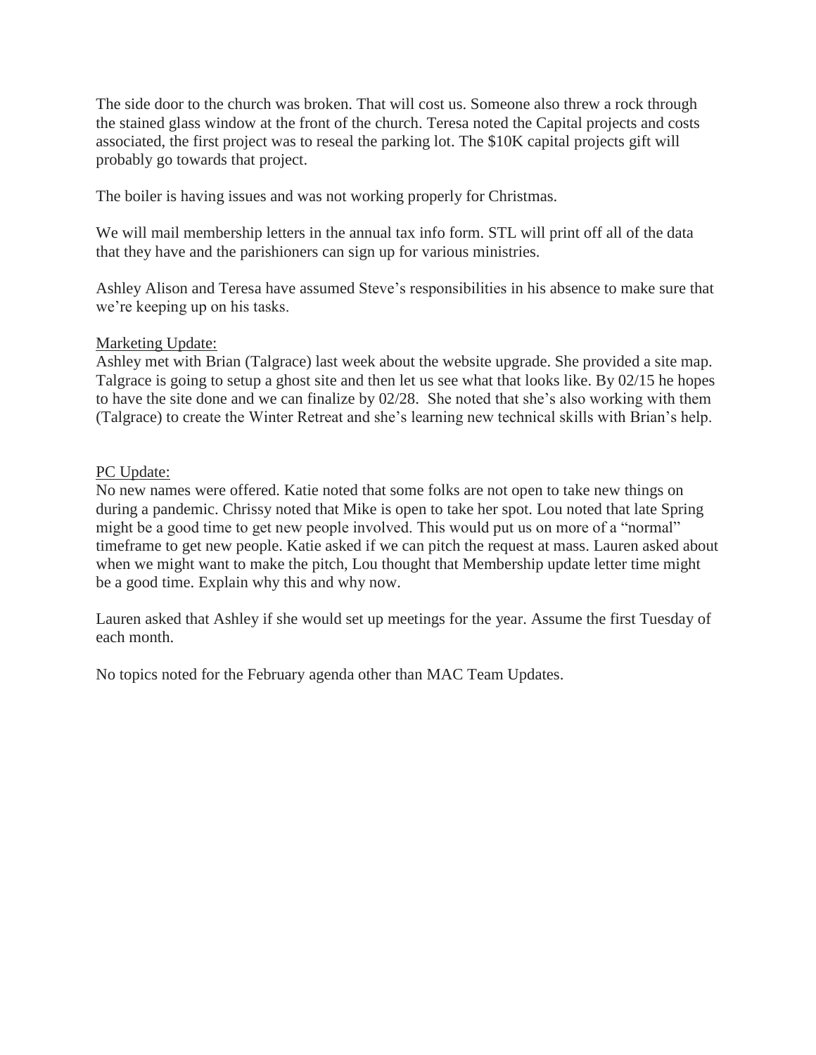The side door to the church was broken. That will cost us. Someone also threw a rock through the stained glass window at the front of the church. Teresa noted the Capital projects and costs associated, the first project was to reseal the parking lot. The $10K capital projects gift will probably go towards that project.

The boiler is having issues and was not working properly for Christmas.

We will mail membership letters in the annual tax info form. STL will print off all of the data that they have and the parishioners can sign up for various ministries.

Ashley Alison and Teresa have assumed Steve's responsibilities in his absence to make sure that we're keeping up on his tasks.

<u>Marketing Update:</u>
Ashley met with Brian (Talgrace) last week about the website upgrade. She provided a site map. Talgrace is going to setup a ghost site and then let us see what that looks like. By 02/15 he hopes to have the site done and we can finalize by 02/28. She noted that she's also working with them (Talgrace) to create the Winter Retreat and she's learning new technical skills with Brian's help.

<u>PC Update:</u>
No new names were offered. Katie noted that some folks are not open to take new things on during a pandemic. Chrissy noted that Mike is open to take her spot. Lou noted that late Spring might be a good time to get new people involved. This would put us on more of a "normal" timeframe to get new people. Katie asked if we can pitch the request at mass. Lauren asked about when we might want to make the pitch, Lou thought that Membership update letter time might be a good time. Explain why this and why now.

Lauren asked that Ashley if she would set up meetings for the year. Assume the first Tuesday of each month.

No topics noted for the February agenda other than MAC Team Updates.